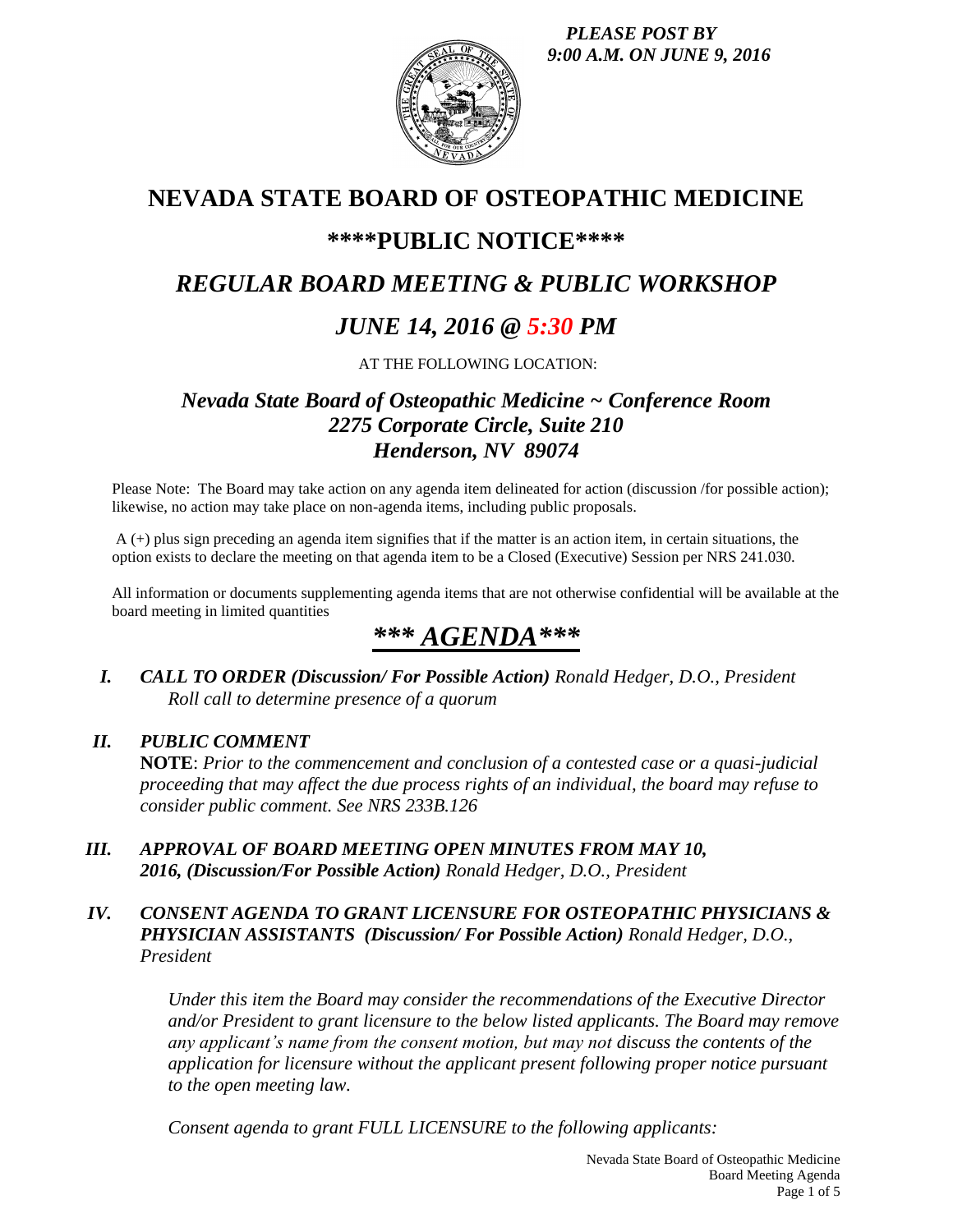*PLEASE POST BY 9:00 A.M. ON JUNE 9, 2016*

# NEVADA STATE BOARD OF OSTEOPATHIC MEDICINE

## \*\*\*\*PUBLIC NOTICE\*\*\*\*

## *REGULAR BOARD MEETING & PUBLIC WORKSHOP*

## *JUNE 14, 2016 @ 5:30 PM*

AT THE FOLLOWING LOCATION:

### *Nevada State Board of Osteopathic Medicine ~ Conference Room*
### *2275 Corporate Circle, Suite 210*
### *Henderson, NV 89074*

Please Note: The Board may take action on any agenda item delineated for action (discussion /for possible action); likewise, no action may take place on non-agenda items, including public proposals.

A (+) plus sign preceding an agenda item signifies that if the matter is an action item, in certain situations, the option exists to declare the meeting on that agenda item to be a Closed (Executive) Session per NRS 241.030.

All information or documents supplementing agenda items that are not otherwise confidential will be available at the board meeting in limited quantities

# ***\*\*\* AGENDA\*\*\****

**I.** ***CALL TO ORDER (Discussion/ For Possible Action)*** *Ronald Hedger, D.O., President*
*Roll call to determine presence of a quorum*

**II.** ***PUBLIC COMMENT***
**NOTE**: *Prior to the commencement and conclusion of a contested case or a quasi-judicial proceeding that may affect the due process rights of an individual, the board may refuse to consider public comment. See NRS 233B.126*

**III.** ***APPROVAL OF BOARD MEETING OPEN MINUTES FROM MAY 10, 2016, (Discussion/For Possible Action)*** *Ronald Hedger, D.O., President*

**IV.** ***CONSENT AGENDA TO GRANT LICENSURE FOR OSTEOPATHIC PHYSICIANS & PHYSICIAN ASSISTANTS (Discussion/ For Possible Action)*** *Ronald Hedger, D.O., President*

*Under this item the Board may consider the recommendations of the Executive Director and/or President to grant licensure to the below listed applicants. The Board may remove any applicant's name from the consent motion, but may not discuss the contents of the application for licensure without the applicant present following proper notice pursuant to the open meeting law.*

*Consent agenda to grant FULL LICENSURE to the following applicants:*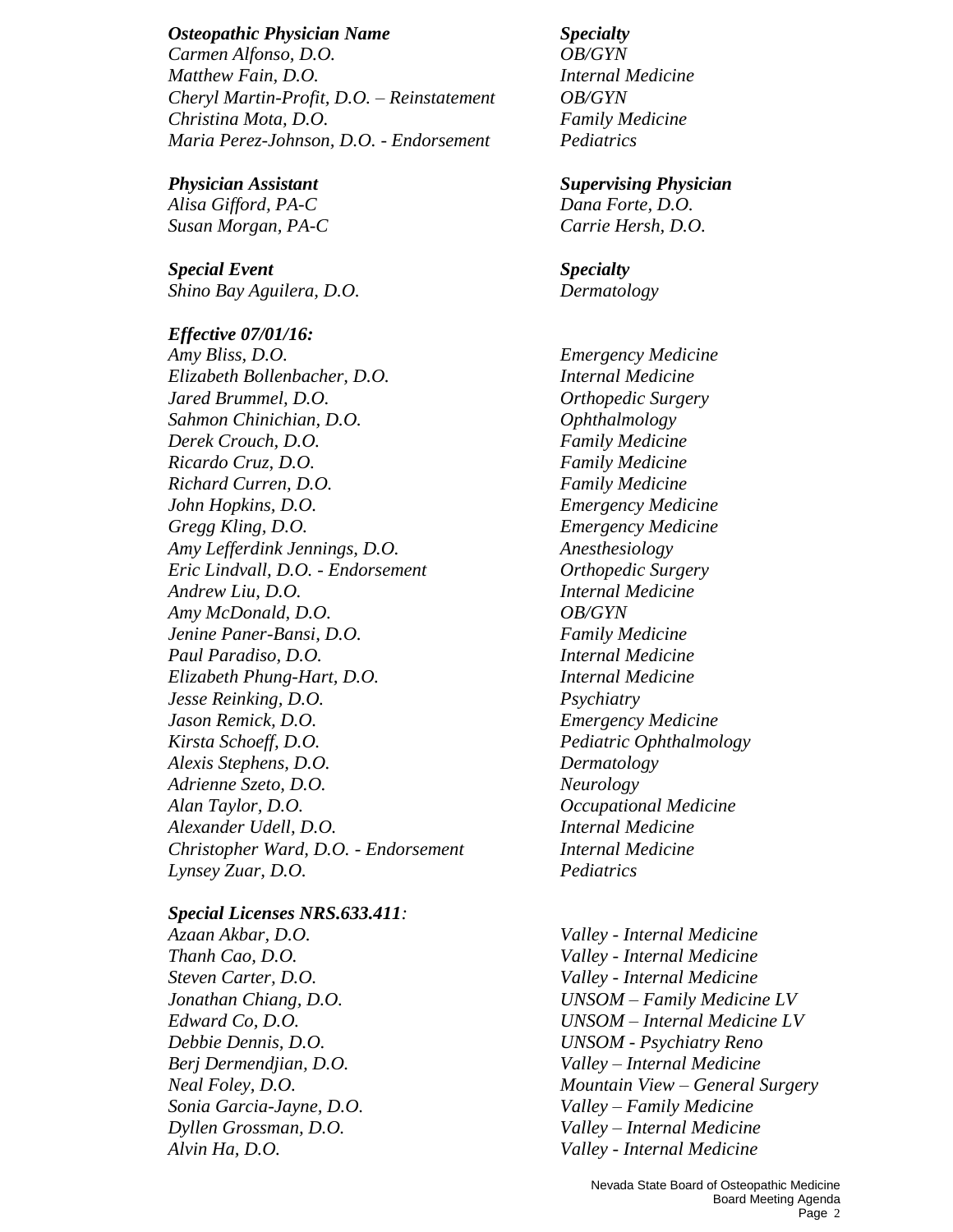| *Osteopathic Physician Name* | *Specialty* |
|---|---|
| *Carmen Alfonso, D.O.* | *OB/GYN* |
| *Matthew Fain, D.O.* | *Internal Medicine* |
| *Cheryl Martin-Profit, D.O. – Reinstatement* | *OB/GYN* |
| *Christina Mota, D.O.* | *Family Medicine* |
| *Maria Perez-Johnson, D.O. - Endorsement* | *Pediatrics* |

| *Physician Assistant* | *Supervising Physician* |
|---|---|
| *Alisa Gifford, PA-C* | *Dana Forte, D.O.* |
| *Susan Morgan, PA-C* | *Carrie Hersh, D.O.* |

| *Special Event* | *Specialty* |
|---|---|
| *Shino Bay Aguilera, D.O.* | *Dermatology* |

| *Effective 07/01/16:* | |
|---|---|
| *Amy Bliss, D.O.* | *Emergency Medicine* |
| *Elizabeth Bollenbacher, D.O.* | *Internal Medicine* |
| *Jared Brummel, D.O.* | *Orthopedic Surgery* |
| *Sahmon Chinichian, D.O.* | *Ophthalmology* |
| *Derek Crouch, D.O.* | *Family Medicine* |
| *Ricardo Cruz, D.O.* | *Family Medicine* |
| *Richard Curren, D.O.* | *Family Medicine* |
| *John Hopkins, D.O.* | *Emergency Medicine* |
| *Gregg Kling, D.O.* | *Emergency Medicine* |
| *Amy Lefferdink Jennings, D.O.* | *Anesthesiology* |
| *Eric Lindvall, D.O. - Endorsement* | *Orthopedic Surgery* |
| *Andrew Liu, D.O.* | *Internal Medicine* |
| *Amy McDonald, D.O.* | *OB/GYN* |
| *Jenine Paner-Bansi, D.O.* | *Family Medicine* |
| *Paul Paradiso, D.O.* | *Internal Medicine* |
| *Elizabeth Phung-Hart, D.O.* | *Internal Medicine* |
| *Jesse Reinking, D.O.* | *Psychiatry* |
| *Jason Remick, D.O.* | *Emergency Medicine* |
| *Kirsta Schoeff, D.O.* | *Pediatric Ophthalmology* |
| *Alexis Stephens, D.O.* | *Dermatology* |
| *Adrienne Szeto, D.O.* | *Neurology* |
| *Alan Taylor, D.O.* | *Occupational Medicine* |
| *Alexander Udell, D.O.* | *Internal Medicine* |
| *Christopher Ward, D.O. - Endorsement* | *Internal Medicine* |
| *Lynsey Zuar, D.O.* | *Pediatrics* |

| *Special Licenses NRS.633.411:* | |
|---|---|
| *Azaan Akbar, D.O.* | *Valley - Internal Medicine* |
| *Thanh Cao, D.O.* | *Valley - Internal Medicine* |
| *Steven Carter, D.O.* | *Valley - Internal Medicine* |
| *Jonathan Chiang, D.O.* | *UNSOM – Family Medicine LV* |
| *Edward Co, D.O.* | *UNSOM – Internal Medicine LV* |
| *Debbie Dennis, D.O.* | *UNSOM - Psychiatry Reno* |
| *Berj Dermendjian, D.O.* | *Valley – Internal Medicine* |
| *Neal Foley, D.O.* | *Mountain View – General Surgery* |
| *Sonia Garcia-Jayne, D.O.* | *Valley – Family Medicine* |
| *Dyllen Grossman, D.O.* | *Valley – Internal Medicine* |
| *Alvin Ha, D.O.* | *Valley - Internal Medicine* |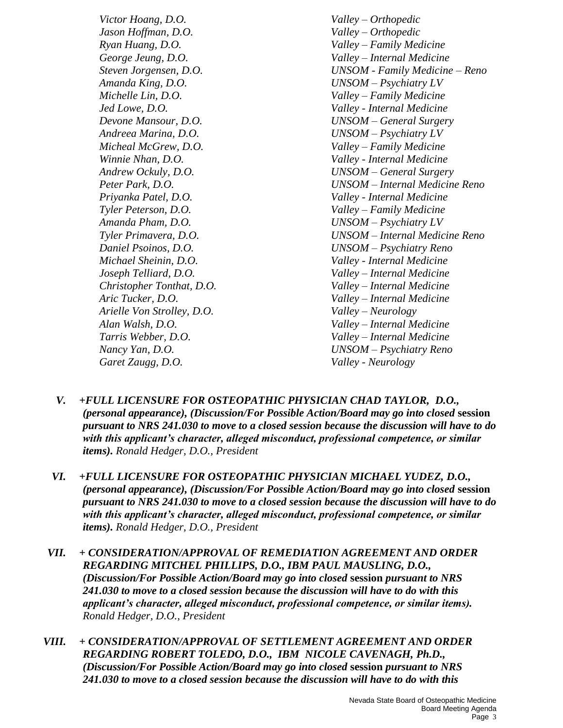| | |
|---|---|
| *Victor Hoang, D.O.* | *Valley – Orthopedic* |
| *Jason Hoffman, D.O.* | *Valley – Orthopedic* |
| *Ryan Huang, D.O.* | *Valley – Family Medicine* |
| *George Jeung, D.O.* | *Valley – Internal Medicine* |
| *Steven Jorgensen, D.O.* | *UNSOM - Family Medicine – Reno* |
| *Amanda King, D.O.* | *UNSOM – Psychiatry LV* |
| *Michelle Lin, D.O.* | *Valley – Family Medicine* |
| *Jed Lowe, D.O.* | *Valley - Internal Medicine* |
| *Devone Mansour, D.O.* | *UNSOM – General Surgery* |
| *Andreea Marina, D.O.* | *UNSOM – Psychiatry LV* |
| *Micheal McGrew, D.O.* | *Valley – Family Medicine* |
| *Winnie Nhan, D.O.* | *Valley - Internal Medicine* |
| *Andrew Ockuly, D.O.* | *UNSOM – General Surgery* |
| *Peter Park, D.O.* | *UNSOM – Internal Medicine Reno* |
| *Priyanka Patel, D.O.* | *Valley - Internal Medicine* |
| *Tyler Peterson, D.O.* | *Valley – Family Medicine* |
| *Amanda Pham, D.O.* | *UNSOM – Psychiatry LV* |
| *Tyler Primavera, D.O.* | *UNSOM – Internal Medicine Reno* |
| *Daniel Psoinos, D.O.* | *UNSOM – Psychiatry Reno* |
| *Michael Sheinin, D.O.* | *Valley - Internal Medicine* |
| *Joseph Telliard, D.O.* | *Valley – Internal Medicine* |
| *Christopher Tonthat, D.O.* | *Valley – Internal Medicine* |
| *Aric Tucker, D.O.* | *Valley – Internal Medicine* |
| *Arielle Von Strolley, D.O.* | *Valley – Neurology* |
| *Alan Walsh, D.O.* | *Valley – Internal Medicine* |
| *Tarris Webber, D.O.* | *Valley – Internal Medicine* |
| *Nancy Yan, D.O.* | *UNSOM – Psychiatry Reno* |
| *Garet Zaugg, D.O.* | *Valley - Neurology* |

**V.** ***+FULL LICENSURE FOR OSTEOPATHIC PHYSICIAN CHAD TAYLOR, D.O., (personal appearance), (Discussion/For Possible Action/Board may go into closed*** **session** ***pursuant to NRS 241.030 to move to a closed session because the discussion will have to do with this applicant's character, alleged misconduct, professional competence, or similar items).*** *Ronald Hedger, D.O., President*

**VI.** ***+FULL LICENSURE FOR OSTEOPATHIC PHYSICIAN MICHAEL YUDEZ, D.O., (personal appearance), (Discussion/For Possible Action/Board may go into closed*** **session** ***pursuant to NRS 241.030 to move to a closed session because the discussion will have to do with this applicant's character, alleged misconduct, professional competence, or similar items).*** *Ronald Hedger, D.O., President*

**VII.** ***+ CONSIDERATION/APPROVAL OF REMEDIATION AGREEMENT AND ORDER REGARDING MITCHEL PHILLIPS, D.O., IBM PAUL MAUSLING, D.O., (Discussion/For Possible Action/Board may go into closed*** **session** ***pursuant to NRS 241.030 to move to a closed session because the discussion will have to do with this applicant's character, alleged misconduct, professional competence, or similar items).*** *Ronald Hedger, D.O., President*

**VIII.** ***+ CONSIDERATION/APPROVAL OF SETTLEMENT AGREEMENT AND ORDER REGARDING ROBERT TOLEDO, D.O., IBM NICOLE CAVENAGH, Ph.D., (Discussion/For Possible Action/Board may go into closed*** **session** ***pursuant to NRS 241.030 to move to a closed session because the discussion will have to do with this***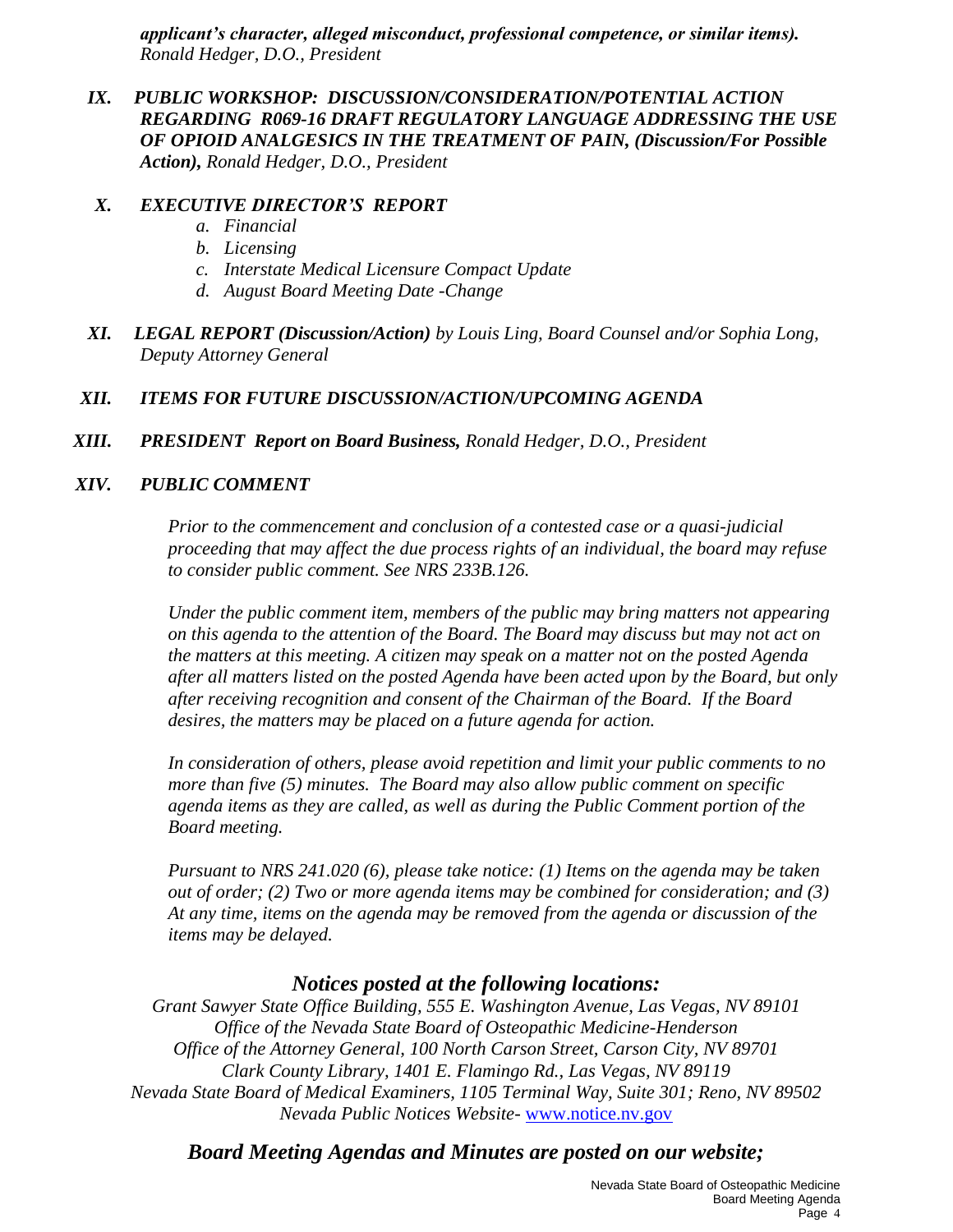***applicant's character, alleged misconduct, professional competence, or similar items).*** *Ronald Hedger, D.O., President*

**IX.** ***PUBLIC WORKSHOP: DISCUSSION/CONSIDERATION/POTENTIAL ACTION REGARDING R069-16 DRAFT REGULATORY LANGUAGE ADDRESSING THE USE OF OPIOID ANALGESICS IN THE TREATMENT OF PAIN, (Discussion/For Possible Action),*** *Ronald Hedger, D.O., President*

**X.** ***EXECUTIVE DIRECTOR'S REPORT***

a. *Financial*
b. *Licensing*
c. *Interstate Medical Licensure Compact Update*
d. *August Board Meeting Date -Change*

**XI.** ***LEGAL REPORT (Discussion/Action)*** *by Louis Ling, Board Counsel and/or Sophia Long, Deputy Attorney General*

**XII.** ***ITEMS FOR FUTURE DISCUSSION/ACTION/UPCOMING AGENDA***

**XIII.** ***PRESIDENT Report on Board Business,*** *Ronald Hedger, D.O., President*

**XIV.** ***PUBLIC COMMENT***

*Prior to the commencement and conclusion of a contested case or a quasi-judicial proceeding that may affect the due process rights of an individual, the board may refuse to consider public comment. See NRS 233B.126.*

*Under the public comment item, members of the public may bring matters not appearing on this agenda to the attention of the Board. The Board may discuss but may not act on the matters at this meeting. A citizen may speak on a matter not on the posted Agenda after all matters listed on the posted Agenda have been acted upon by the Board, but only after receiving recognition and consent of the Chairman of the Board. If the Board desires, the matters may be placed on a future agenda for action.*

*In consideration of others, please avoid repetition and limit your public comments to no more than five (5) minutes. The Board may also allow public comment on specific agenda items as they are called, as well as during the Public Comment portion of the Board meeting.*

*Pursuant to NRS 241.020 (6), please take notice: (1) Items on the agenda may be taken out of order; (2) Two or more agenda items may be combined for consideration; and (3) At any time, items on the agenda may be removed from the agenda or discussion of the items may be delayed.*

## *Notices posted at the following locations:*

*Grant Sawyer State Office Building, 555 E. Washington Avenue, Las Vegas, NV 89101*
*Office of the Nevada State Board of Osteopathic Medicine-Henderson*
*Office of the Attorney General, 100 North Carson Street, Carson City, NV 89701*
*Clark County Library, 1401 E. Flamingo Rd., Las Vegas, NV 89119*
*Nevada State Board of Medical Examiners, 1105 Terminal Way, Suite 301; Reno, NV 89502*
*Nevada Public Notices Website-* [www.notice.nv.gov](http://www.notice.nv.gov)

## *Board Meeting Agendas and Minutes are posted on our website;*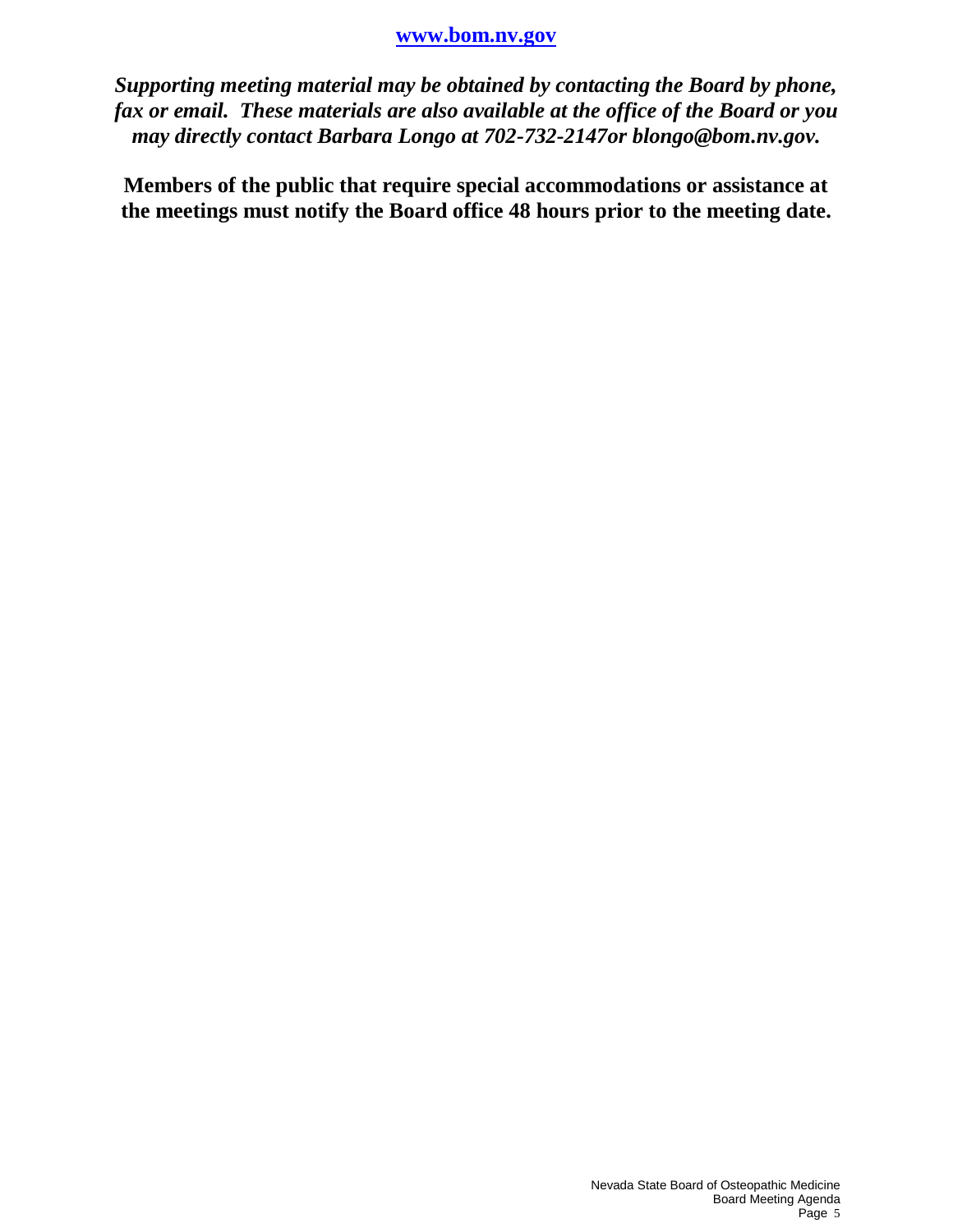**[www.bom.nv.gov](http://www.bom.nv.gov)**

***Supporting meeting material may be obtained by contacting the Board by phone, fax or email. These materials are also available at the office of the Board or you may directly contact Barbara Longo at 702-732-2147or blongo@bom.nv.gov.***

**Members of the public that require special accommodations or assistance at the meetings must notify the Board office 48 hours prior to the meeting date.**